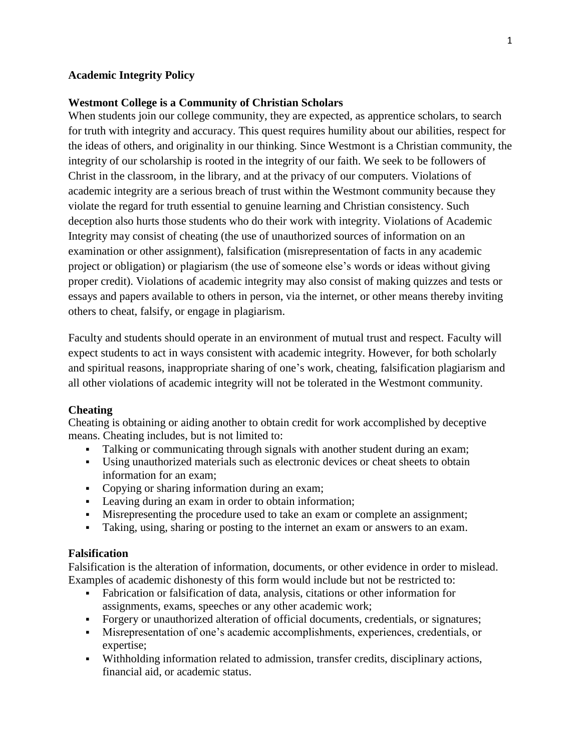## Academic Integrity Policy

### Westmont College is a Community of Christian Scholars

When students join our college community, they are expected, as apprentice scholars, to search for truth with integrity and accuracy. This quest requires humility about our abilities, respect for the ideas of others, and originality in our thinking. Since Westmont is a Christian community, the integrity of our scholarship is rooted in the integrity of our faith. We seek to be followers of Christ in the classroom, in the library, and at the privacy of our computers. Violations of academic integrity are a serious breach of trust within the Westmont community because they violate the regard for truth essential to genuine learning and Christian consistency. Such deception also hurts those students who do their work with integrity. Violations of Academic Integrity may consist of cheating (the use of unauthorized sources of information on an examination or other assignment), falsification (misrepresentation of facts in any academic project or obligation) or plagiarism (the use of someone else's words or ideas without giving proper credit). Violations of academic integrity may also consist of making quizzes and tests or essays and papers available to others in person, via the internet, or other means thereby inviting others to cheat, falsify, or engage in plagiarism.

Faculty and students should operate in an environment of mutual trust and respect. Faculty will expect students to act in ways consistent with academic integrity. However, for both scholarly and spiritual reasons, inappropriate sharing of one's work, cheating, falsification plagiarism and all other violations of academic integrity will not be tolerated in the Westmont community.

### Cheating

Cheating is obtaining or aiding another to obtain credit for work accomplished by deceptive means. Cheating includes, but is not limited to:

- Talking or communicating through signals with another student during an exam;
- Using unauthorized materials such as electronic devices or cheat sheets to obtain information for an exam;
- Copying or sharing information during an exam;
- Leaving during an exam in order to obtain information;
- Misrepresenting the procedure used to take an exam or complete an assignment;
- Taking, using, sharing or posting to the internet an exam or answers to an exam.

### Falsification

Falsification is the alteration of information, documents, or other evidence in order to mislead. Examples of academic dishonesty of this form would include but not be restricted to:

- Fabrication or falsification of data, analysis, citations or other information for assignments, exams, speeches or any other academic work;
- Forgery or unauthorized alteration of official documents, credentials, or signatures;
- Misrepresentation of one's academic accomplishments, experiences, credentials, or expertise;
- Withholding information related to admission, transfer credits, disciplinary actions, financial aid, or academic status.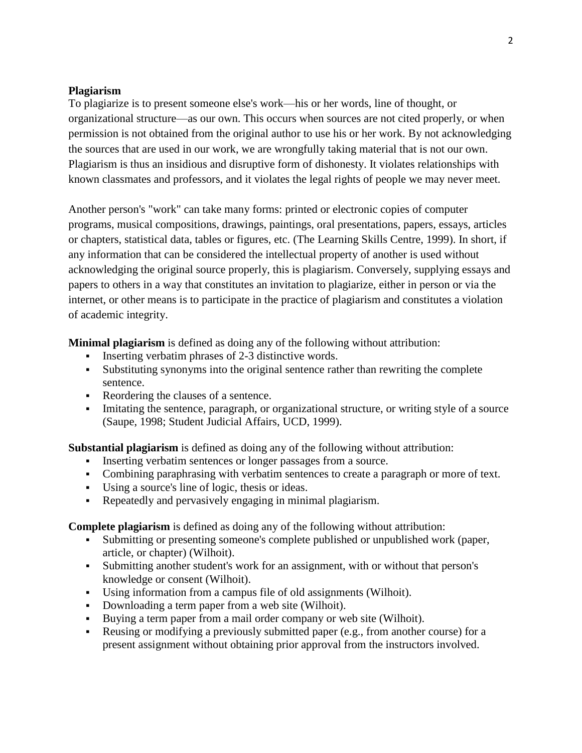**Plagiarism**

To plagiarize is to present someone else's work—his or her words, line of thought, or organizational structure—as our own. This occurs when sources are not cited properly, or when permission is not obtained from the original author to use his or her work. By not acknowledging the sources that are used in our work, we are wrongfully taking material that is not our own. Plagiarism is thus an insidious and disruptive form of dishonesty. It violates relationships with known classmates and professors, and it violates the legal rights of people we may never meet.

Another person's "work" can take many forms: printed or electronic copies of computer programs, musical compositions, drawings, paintings, oral presentations, papers, essays, articles or chapters, statistical data, tables or figures, etc. (The Learning Skills Centre, 1999). In short, if any information that can be considered the intellectual property of another is used without acknowledging the original source properly, this is plagiarism. Conversely, supplying essays and papers to others in a way that constitutes an invitation to plagiarize, either in person or via the internet, or other means is to participate in the practice of plagiarism and constitutes a violation of academic integrity.

**Minimal plagiarism** is defined as doing any of the following without attribution:

- Inserting verbatim phrases of 2-3 distinctive words.
- Substituting synonyms into the original sentence rather than rewriting the complete sentence.
- Reordering the clauses of a sentence.
- Imitating the sentence, paragraph, or organizational structure, or writing style of a source (Saupe, 1998; Student Judicial Affairs, UCD, 1999).

**Substantial plagiarism** is defined as doing any of the following without attribution:

- Inserting verbatim sentences or longer passages from a source.
- Combining paraphrasing with verbatim sentences to create a paragraph or more of text.
- Using a source's line of logic, thesis or ideas.
- Repeatedly and pervasively engaging in minimal plagiarism.

**Complete plagiarism** is defined as doing any of the following without attribution:

- Submitting or presenting someone's complete published or unpublished work (paper, article, or chapter) (Wilhoit).
- Submitting another student's work for an assignment, with or without that person's knowledge or consent (Wilhoit).
- Using information from a campus file of old assignments (Wilhoit).
- Downloading a term paper from a web site (Wilhoit).
- Buying a term paper from a mail order company or web site (Wilhoit).
- Reusing or modifying a previously submitted paper (e.g., from another course) for a present assignment without obtaining prior approval from the instructors involved.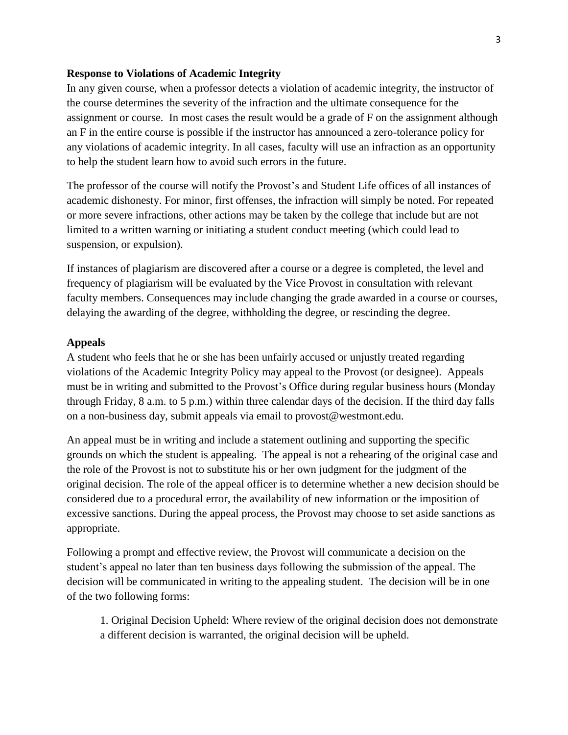**Response to Violations of Academic Integrity**

In any given course, when a professor detects a violation of academic integrity, the instructor of the course determines the severity of the infraction and the ultimate consequence for the assignment or course. In most cases the result would be a grade of F on the assignment although an F in the entire course is possible if the instructor has announced a zero-tolerance policy for any violations of academic integrity. In all cases, faculty will use an infraction as an opportunity to help the student learn how to avoid such errors in the future.

The professor of the course will notify the Provost's and Student Life offices of all instances of academic dishonesty. For minor, first offenses, the infraction will simply be noted. For repeated or more severe infractions, other actions may be taken by the college that include but are not limited to a written warning or initiating a student conduct meeting (which could lead to suspension, or expulsion).

If instances of plagiarism are discovered after a course or a degree is completed, the level and frequency of plagiarism will be evaluated by the Vice Provost in consultation with relevant faculty members. Consequences may include changing the grade awarded in a course or courses, delaying the awarding of the degree, withholding the degree, or rescinding the degree.

**Appeals**

A student who feels that he or she has been unfairly accused or unjustly treated regarding violations of the Academic Integrity Policy may appeal to the Provost (or designee). Appeals must be in writing and submitted to the Provost's Office during regular business hours (Monday through Friday, 8 a.m. to 5 p.m.) within three calendar days of the decision. If the third day falls on a non-business day, submit appeals via email to provost@westmont.edu.

An appeal must be in writing and include a statement outlining and supporting the specific grounds on which the student is appealing. The appeal is not a rehearing of the original case and the role of the Provost is not to substitute his or her own judgment for the judgment of the original decision. The role of the appeal officer is to determine whether a new decision should be considered due to a procedural error, the availability of new information or the imposition of excessive sanctions. During the appeal process, the Provost may choose to set aside sanctions as appropriate.

Following a prompt and effective review, the Provost will communicate a decision on the student's appeal no later than ten business days following the submission of the appeal. The decision will be communicated in writing to the appealing student. The decision will be in one of the two following forms:

1. Original Decision Upheld: Where review of the original decision does not demonstrate a different decision is warranted, the original decision will be upheld.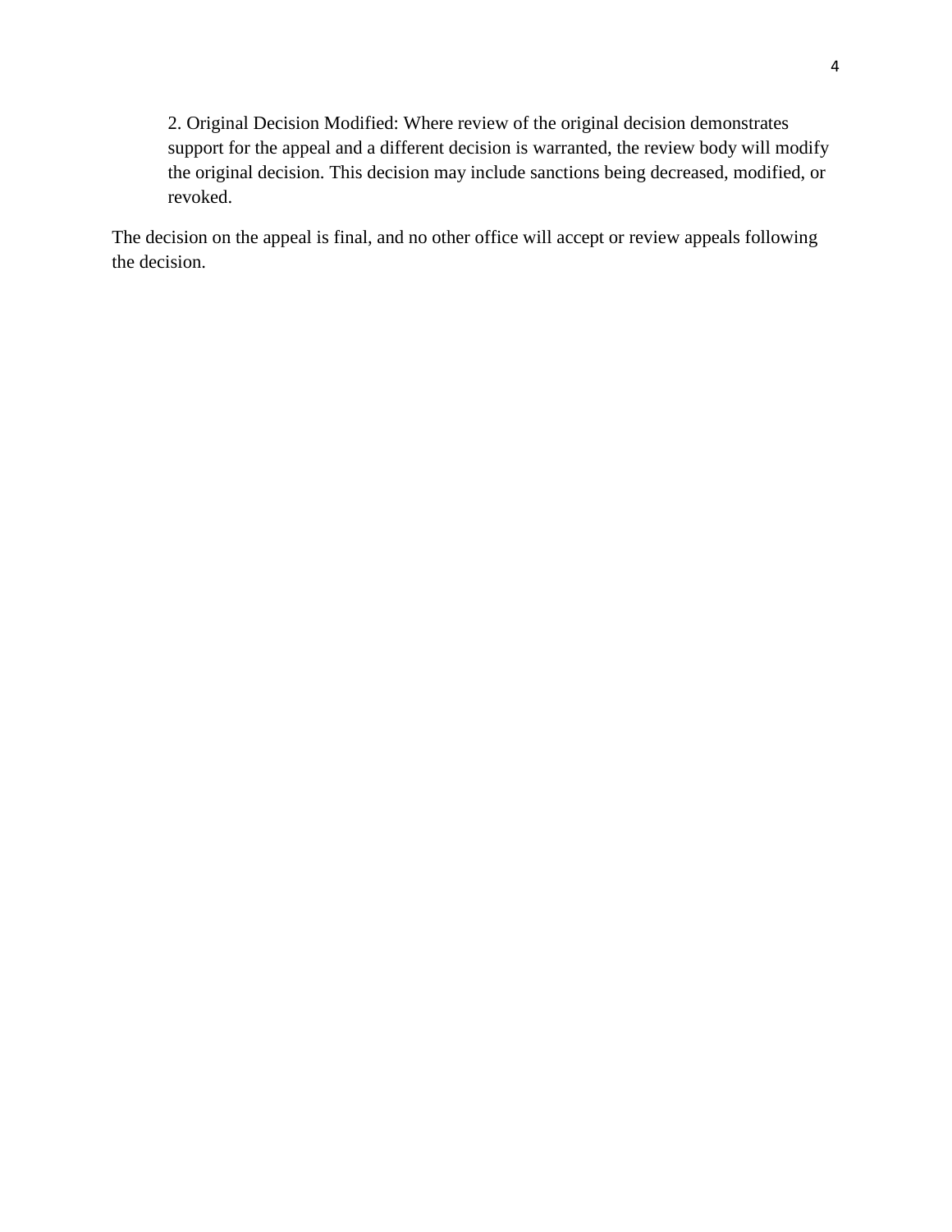2. Original Decision Modified: Where review of the original decision demonstrates support for the appeal and a different decision is warranted, the review body will modify the original decision. This decision may include sanctions being decreased, modified, or revoked.

The decision on the appeal is final, and no other office will accept or review appeals following the decision.